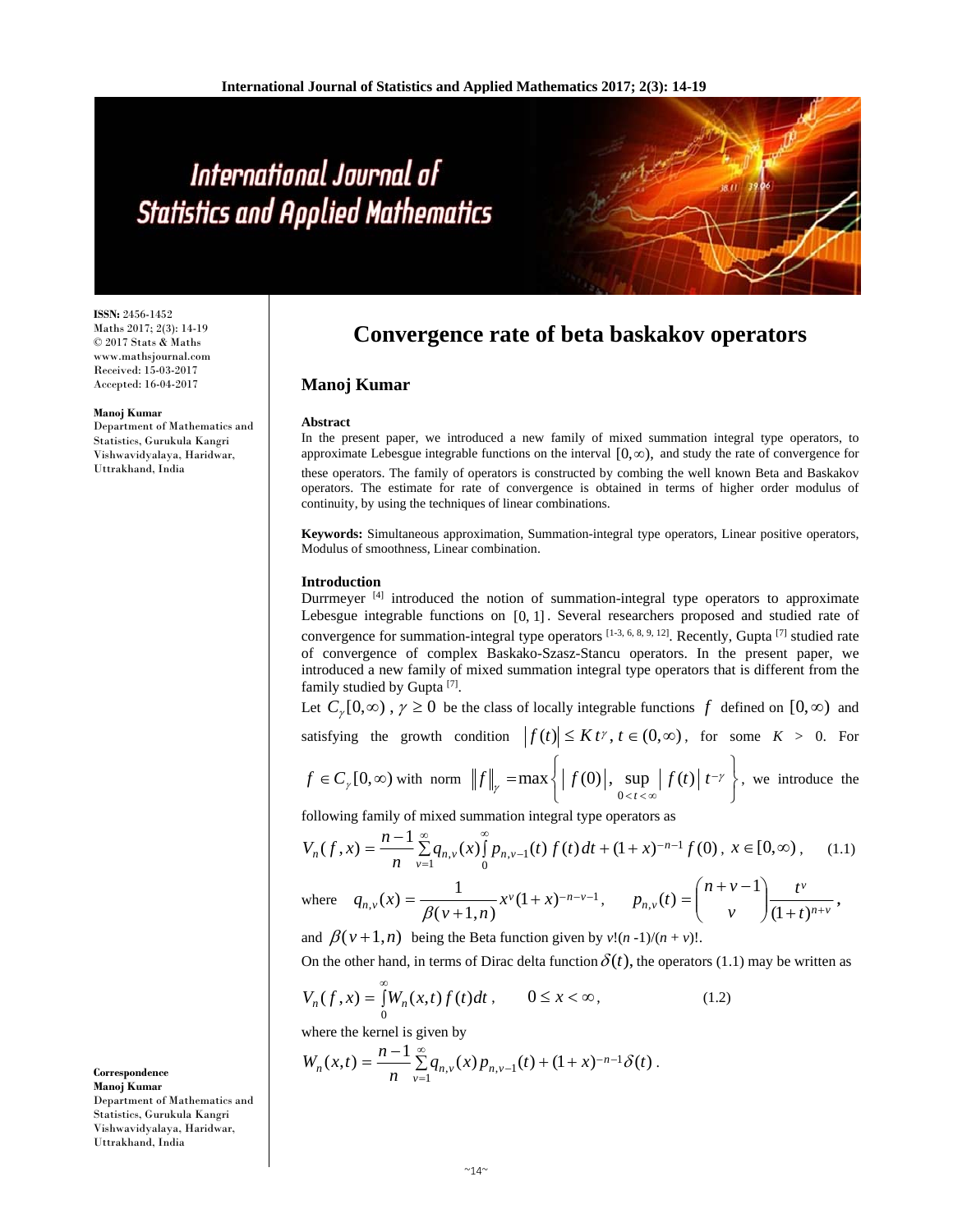# Convergence rate of beta baskakov operators

**ISSN:** 2456-1452
Maths 2017; 2(3): 14-19
© 2017 Stats & Maths
www.mathsjournal.com
Received: 15-03-2017
Accepted: 16-04-2017

**Manoj Kumar**
Department of Mathematics and Statistics, Gurukula Kangri Vishwavidyalaya, Haridwar, Uttrakhand, India

**Correspondence**
**Manoj Kumar**
Department of Mathematics and Statistics, Gurukula Kangri Vishwavidyalaya, Haridwar, Uttrakhand, India

## Manoj Kumar

### Abstract

In the present paper, we introduced a new family of mixed summation integral type operators, to approximate Lebesgue integrable functions on the interval $[0,\infty)$, and study the rate of convergence for these operators. The family of operators is constructed by combing the well known Beta and Baskakov operators. The estimate for rate of convergence is obtained in terms of higher order modulus of continuity, by using the techniques of linear combinations.

**Keywords:** Simultaneous approximation, Summation-integral type operators, Linear positive operators, Modulus of smoothness, Linear combination.

### Introduction

Durrmeyer [4] introduced the notion of summation-integral type operators to approximate Lebesgue integrable functions on $[0, 1]$. Several researchers proposed and studied rate of convergence for summation-integral type operators [1-3, 6, 8, 9, 12]. Recently, Gupta [7] studied rate of convergence of complex Baskako-Szasz-Stancu operators. In the present paper, we introduced a new family of mixed summation integral type operators that is different from the family studied by Gupta [7].

Let $C_\gamma[0,\infty)$, $\gamma \geq 0$ be the class of locally integrable functions $f$ defined on $[0,\infty)$ and satisfying the growth condition $|f(t)| \leq K t^\gamma$, $t \in (0,\infty)$, for some $K > 0$. For $f \in C_\gamma[0,\infty)$ with norm $\|f\|_\gamma = \max\left\{ |f(0)|, \sup\limits_{0<t<\infty} |f(t)|\, t^{-\gamma} \right\}$, we introduce the following family of mixed summation integral type operators as

$$V_n(f,x) = \frac{n-1}{n}\sum_{v=1}^{\infty} q_{n,v}(x)\int_0^\infty p_{n,v-1}(t)\, f(t)\,dt + (1+x)^{-n-1} f(0)\,, \; x \in [0,\infty)\,, \qquad (1.1)$$

where $q_{n,v}(x) = \dfrac{1}{\beta(v+1,n)} x^v (1+x)^{-n-v-1}$, $\qquad p_{n,v}(t) = \dbinom{n+v-1}{v} \dfrac{t^v}{(1+t)^{n+v}}$,

and $\beta(v+1,n)$ being the Beta function given by $v!(n-1)/(n+v)!$.

On the other hand, in terms of Dirac delta function $\delta(t)$, the operators (1.1) may be written as

$$V_n(f,x) = \int_0^\infty W_n(x,t)\, f(t)\,dt\,, \qquad 0 \leq x < \infty\,, \qquad (1.2)$$

where the kernel is given by

$$W_n(x,t) = \frac{n-1}{n}\sum_{v=1}^{\infty} q_{n,v}(x)\, p_{n,v-1}(t) + (1+x)^{-n-1}\delta(t)\,.$$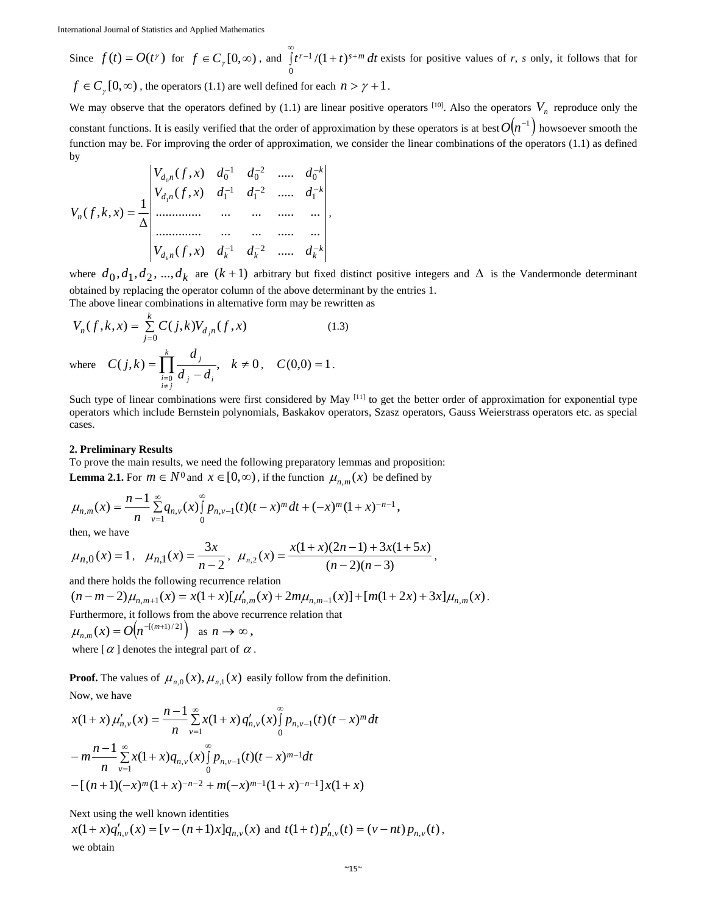Since $f(t) = O(t^{\gamma})$ for $f \in C_{\gamma}[0,\infty)$, and $\int_0^{\infty} t^{r-1}/(1+t)^{s+m}\,dt$ exists for positive values of *r*, *s* only, it follows that for $f \in C_{\gamma}[0,\infty)$, the operators (1.1) are well defined for each $n > \gamma + 1$.

We may observe that the operators defined by (1.1) are linear positive operators [10]. Also the operators $V_n$ reproduce only the constant functions. It is easily verified that the order of approximation by these operators is at best $O(n^{-1})$ howsoever smooth the function may be. For improving the order of approximation, we consider the linear combinations of the operators (1.1) as defined by

$$V_n(f,k,x) = \frac{1}{\Delta}\begin{vmatrix} V_{d_0 n}(f,x) & d_0^{-1} & d_0^{-2} & \ldots & d_0^{-k} \\ V_{d_1 n}(f,x) & d_1^{-1} & d_1^{-2} & \ldots & d_1^{-k} \\ \ldots & \ldots & \ldots & \ldots & \ldots \\ \ldots & \ldots & \ldots & \ldots & \ldots \\ V_{d_k n}(f,x) & d_k^{-1} & d_k^{-2} & \ldots & d_k^{-k} \end{vmatrix},$$

where $d_0, d_1, d_2, \ldots, d_k$ are $(k+1)$ arbitrary but fixed distinct positive integers and $\Delta$ is the Vandermonde determinant obtained by replacing the operator column of the above determinant by the entries 1.

The above linear combinations in alternative form may be rewritten as

$$V_n(f,k,x) = \sum_{j=0}^{k} C(j,k) V_{d_j n}(f,x) \tag{1.3}$$

where $C(j,k) = \prod_{\substack{i=0 \\ i \neq j}}^{k} \frac{d_j}{d_j - d_i}, \quad k \neq 0, \quad C(0,0) = 1$.

Such type of linear combinations were first considered by May [11] to get the better order of approximation for exponential type operators which include Bernstein polynomials, Baskakov operators, Szasz operators, Gauss Weierstrass operators etc. as special cases.

## 2. Preliminary Results

To prove the main results, we need the following preparatory lemmas and proposition:

**Lemma 2.1.** For $m \in N^0$ and $x \in [0,\infty)$, if the function $\mu_{n,m}(x)$ be defined by

$$\mu_{n,m}(x) = \frac{n-1}{n}\sum_{v=1}^{\infty} q_{n,v}(x)\int_0^{\infty} p_{n,v-1}(t)(t-x)^m\,dt + (-x)^m(1+x)^{-n-1},$$

then, we have

$$\mu_{n,0}(x) = 1, \quad \mu_{n,1}(x) = \frac{3x}{n-2}, \quad \mu_{n,2}(x) = \frac{x(1+x)(2n-1) + 3x(1+5x)}{(n-2)(n-3)},$$

and there holds the following recurrence relation

$$(n-m-2)\mu_{n,m+1}(x) = x(1+x)[\mu'_{n,m}(x) + 2m\mu_{n,m-1}(x)] + [m(1+2x) + 3x]\mu_{n,m}(x).$$

Furthermore, it follows from the above recurrence relation that

$$\mu_{n,m}(x) = O\left(n^{-[(m+1)/2]}\right) \quad \text{as } n \to \infty,$$

where $[\alpha]$ denotes the integral part of $\alpha$.

**Proof.** The values of $\mu_{n,0}(x), \mu_{n,1}(x)$ easily follow from the definition.

Now, we have

$$x(1+x)\mu'_{n,v}(x) = \frac{n-1}{n}\sum_{v=1}^{\infty} x(1+x)q'_{n,v}(x)\int_0^{\infty} p_{n,v-1}(t)(t-x)^m\,dt$$
$$- m\frac{n-1}{n}\sum_{v=1}^{\infty} x(1+x)q_{n,v}(x)\int_0^{\infty} p_{n,v-1}(t)(t-x)^{m-1}dt$$
$$- [(n+1)(-x)^m(1+x)^{-n-2} + m(-x)^{m-1}(1+x)^{-n-1}]x(1+x)$$

Next using the well known identities

$x(1+x)q'_{n,v}(x) = [v-(n+1)x]q_{n,v}(x)$ and $t(1+t)p'_{n,v}(t) = (v-nt)p_{n,v}(t)$,

we obtain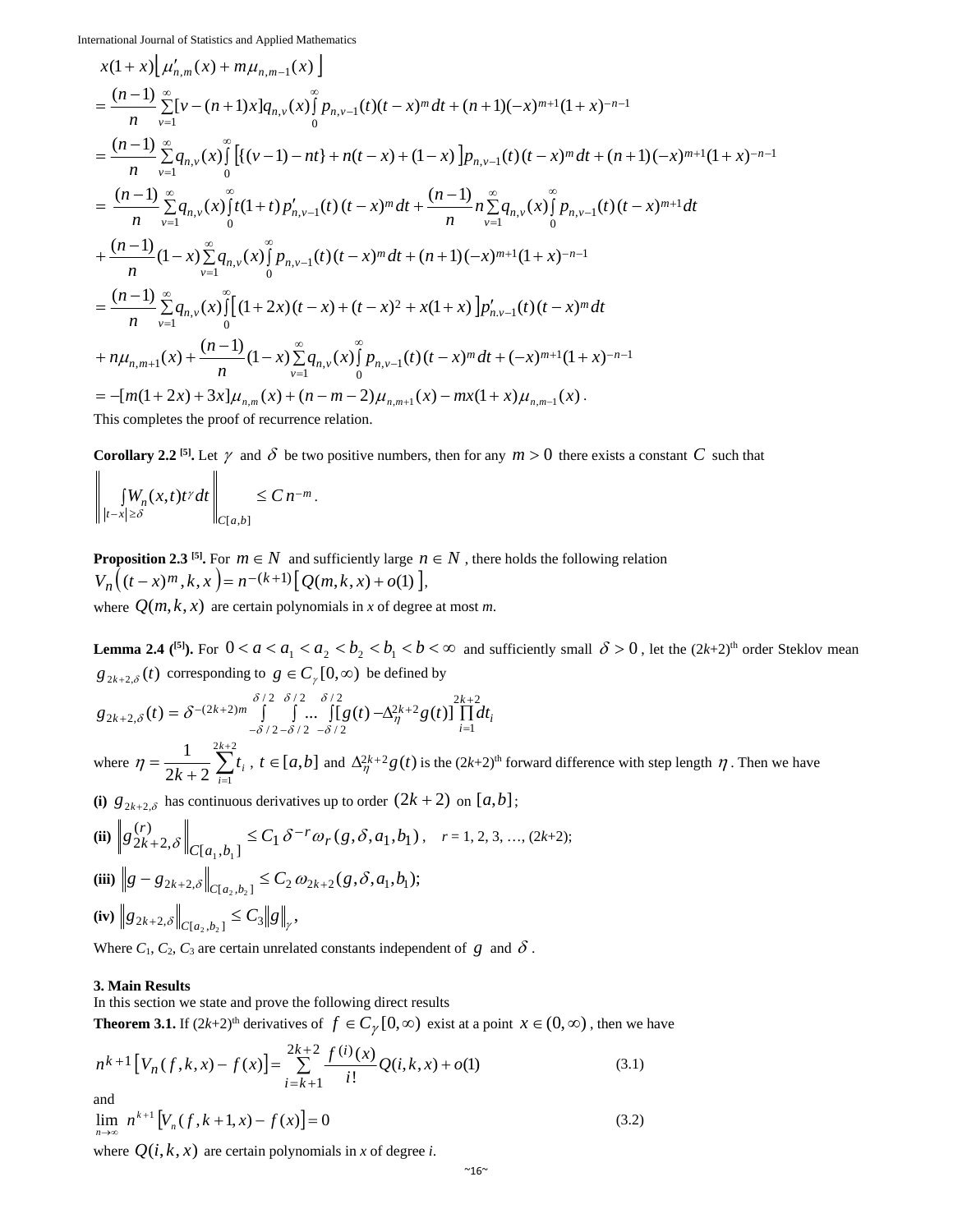$$
\begin{aligned}
&x(1+x)\left[\mu'_{n,m}(x)+m\mu_{n,m-1}(x)\right] \\
&=\frac{(n-1)}{n}\sum_{v=1}^{\infty}[v-(n+1)x]q_{n,v}(x)\int_0^{\infty}p_{n,v-1}(t)(t-x)^m dt+(n+1)(-x)^{m+1}(1+x)^{-n-1} \\
&=\frac{(n-1)}{n}\sum_{v=1}^{\infty}q_{n,v}(x)\int_0^{\infty}\left[\{(v-1)-nt\}+n(t-x)+(1-x)\right]p_{n,v-1}(t)(t-x)^m dt+(n+1)(-x)^{m+1}(1+x)^{-n-1} \\
&=\frac{(n-1)}{n}\sum_{v=1}^{\infty}q_{n,v}(x)\int_0^{\infty}t(1+t)p'_{n,v-1}(t)(t-x)^m dt+\frac{(n-1)}{n}n\sum_{v=1}^{\infty}q_{n,v}(x)\int_0^{\infty}p_{n,v-1}(t)(t-x)^{m+1}dt \\
&+\frac{(n-1)}{n}(1-x)\sum_{v=1}^{\infty}q_{n,v}(x)\int_0^{\infty}p_{n,v-1}(t)(t-x)^m dt+(n+1)(-x)^{m+1}(1+x)^{-n-1} \\
&=\frac{(n-1)}{n}\sum_{v=1}^{\infty}q_{n,v}(x)\int_0^{\infty}\left[(1+2x)(t-x)+(t-x)^2+x(1+x)\right]p'_{n.v-1}(t)(t-x)^m dt \\
&+n\mu_{n,m+1}(x)+\frac{(n-1)}{n}(1-x)\sum_{v=1}^{\infty}q_{n,v}(x)\int_0^{\infty}p_{n,v-1}(t)(t-x)^m dt+(-x)^{m+1}(1+x)^{-n-1} \\
&=-[m(1+2x)+3x]\mu_{n,m}(x)+(n-m-2)\mu_{n,m+1}(x)-mx(1+x)\mu_{n,m-1}(x).
\end{aligned}
$$

This completes the proof of recurrence relation.

**Corollary 2.2** [5]**.** Let $\gamma$ and $\delta$ be two positive numbers, then for any $m>0$ there exists a constant $C$ such that

$$
\left\|\int_{|t-x|\geq\delta}W_n(x,t)t^{\gamma}dt\right\|_{C[a,b]}\leq C\,n^{-m}.
$$

**Proposition 2.3** [5]**.** For $m\in N$ and sufficiently large $n\in N$, there holds the following relation

$$
V_n\left((t-x)^m,k,x\right)=n^{-(k+1)}\left[Q(m,k,x)+o(1)\right],
$$

where $Q(m,k,x)$ are certain polynomials in *x* of degree at most *m*.

**Lemma 2.4 (**[5]**).** For $0<a<a_1<a_2<b_2<b_1<b<\infty$ and sufficiently small $\delta>0$, let the (2*k*+2)th order Steklov mean $g_{2k+2,\delta}(t)$ corresponding to $g\in C_{\gamma}[0,\infty)$ be defined by

$$
g_{2k+2,\delta}(t)=\delta^{-(2k+2)m}\int_{-\delta/2}^{\delta/2}\int_{-\delta/2}^{\delta/2}\ldots\int_{-\delta/2}^{\delta/2}[g(t)-\Delta_{\eta}^{2k+2}g(t)]\prod_{i=1}^{2k+2}dt_i
$$

where $\eta=\frac{1}{2k+2}\sum_{i=1}^{2k+2}t_i$, $t\in[a,b]$ and $\Delta_{\eta}^{2k+2}g(t)$ is the (2*k*+2)th forward difference with step length $\eta$. Then we have

**(i)** $g_{2k+2,\delta}$ has continuous derivatives up to order $(2k+2)$ on $[a,b]$;

**(ii)** $\left\|g_{2k+2,\delta}^{(r)}\right\|_{C[a_1,b_1]}\leq C_1\,\delta^{-r}\omega_r(g,\delta,a_1,b_1)$, $r$ = 1, 2, 3, …, (2*k*+2);

**(iii)** $\left\|g-g_{2k+2,\delta}\right\|_{C[a_2,b_2]}\leq C_2\,\omega_{2k+2}(g,\delta,a_1,b_1)$;

**(iv)** $\left\|g_{2k+2,\delta}\right\|_{C[a_2,b_2]}\leq C_3\|g\|_{\gamma}$,

Where $C_1$, $C_2$, $C_3$ are certain unrelated constants independent of $g$ and $\delta$.

## 3. Main Results

In this section we state and prove the following direct results

**Theorem 3.1.** If (2*k*+2)th derivatives of $f\in C_{\gamma}[0,\infty)$ exist at a point $x\in(0,\infty)$, then we have

$$
n^{k+1}\left[V_n(f,k,x)-f(x)\right]=\sum_{i=k+1}^{2k+2}\frac{f^{(i)}(x)}{i!}Q(i,k,x)+o(1) \tag{3.1}
$$

and

$$
\lim_{n\to\infty}n^{k+1}\left[V_n(f,k+1,x)-f(x)\right]=0 \tag{3.2}
$$

where $Q(i,k,x)$ are certain polynomials in *x* of degree *i*.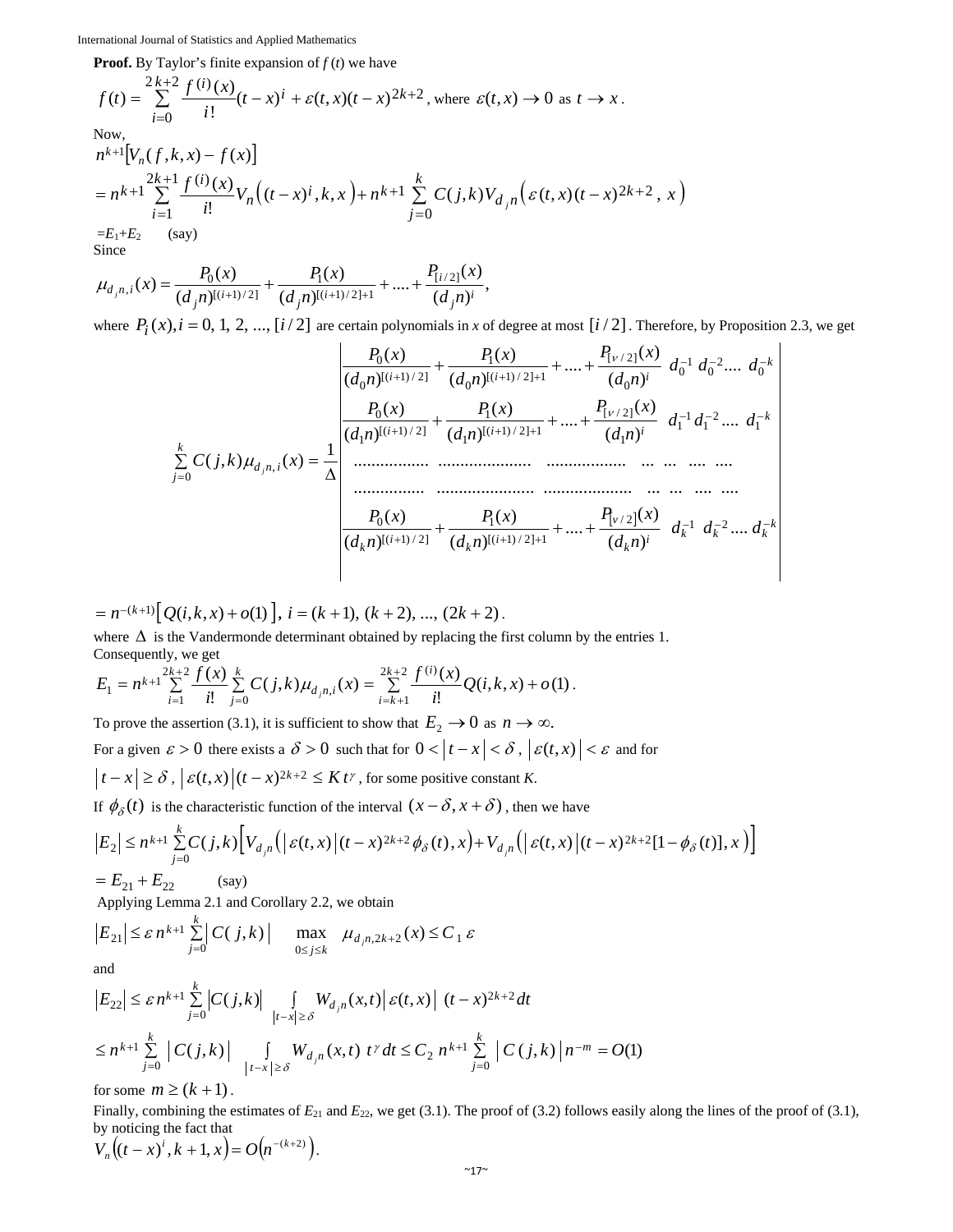**Proof.** By Taylor's finite expansion of $f(t)$ we have

$$f(t) = \sum_{i=0}^{2k+2} \frac{f^{(i)}(x)}{i!}(t-x)^i + \varepsilon(t,x)(t-x)^{2k+2}, \text{ where } \varepsilon(t,x) \to 0 \text{ as } t \to x.$$

Now,

$$n^{k+1}\left[V_n(f,k,x) - f(x)\right]$$

$$= n^{k+1}\sum_{i=1}^{2k+1} \frac{f^{(i)}(x)}{i!} V_n\left((t-x)^i, k, x\right) + n^{k+1}\sum_{j=0}^{k} C(j,k) V_{d_j n}\left(\varepsilon(t,x)(t-x)^{2k+2},\ x\right)$$

$=E_1+E_2$ (say)

Since

$$\mu_{d_j n,i}(x) = \frac{P_0(x)}{(d_j n)^{[(i+1)/2]}} + \frac{P_1(x)}{(d_j n)^{[(i+1)/2]+1}} + .... + \frac{P_{[i/2]}(x)}{(d_j n)^i},$$

where $P_i(x), i = 0, 1, 2, ..., [i/2]$ are certain polynomials in $x$ of degree at most $[i/2]$. Therefore, by Proposition 2.3, we get

$$\sum_{j=0}^{k} C(j,k)\mu_{d_j n,i}(x) = \frac{1}{\Delta}\begin{vmatrix} \frac{P_0(x)}{(d_0 n)^{[(i+1)/2]}} + \frac{P_1(x)}{(d_0 n)^{[(i+1)/2]+1}} + .... + \frac{P_{[\nu/2]}(x)}{(d_0 n)^i} & d_0^{-1} & d_0^{-2} & .... & d_0^{-k} \\ \frac{P_0(x)}{(d_1 n)^{[(i+1)/2]}} + \frac{P_1(x)}{(d_1 n)^{[(i+1)/2]+1}} + .... + \frac{P_{[\nu/2]}(x)}{(d_1 n)^i} & d_1^{-1} & d_1^{-2} & .... & d_1^{-k} \\ .................\ ......................\ .................. & ... & ... & .... & .... \\ ................\ ......................\ .................... & ... & ... & .... & .... \\ \frac{P_0(x)}{(d_k n)^{[(i+1)/2]}} + \frac{P_1(x)}{(d_k n)^{[(i+1)/2]+1}} + .... + \frac{P_{[\nu/2]}(x)}{(d_k n)^i} & d_k^{-1} & d_k^{-2} & .... & d_k^{-k} \end{vmatrix}$$

$$= n^{-(k+1)}\left[Q(i,k,x) + o(1)\right],\ i = (k+1), (k+2), ..., (2k+2).$$

where $\Delta$ is the Vandermonde determinant obtained by replacing the first column by the entries 1.

Consequently, we get

$$E_1 = n^{k+1}\sum_{i=1}^{2k+2} \frac{f(x)}{i!} \sum_{j=0}^{k} C(j,k)\mu_{d_j n,i}(x) = \sum_{i=k+1}^{2k+2} \frac{f^{(i)}(x)}{i!} Q(i,k,x) + o(1).$$

To prove the assertion (3.1), it is sufficient to show that $E_2 \to 0$ as $n \to \infty$.

For a given $\varepsilon > 0$ there exists a $\delta > 0$ such that for $0 < |t-x| < \delta$, $|\varepsilon(t,x)| < \varepsilon$ and for $|t-x| \geq \delta$, $|\varepsilon(t,x)|(t-x)^{2k+2} \leq K t^{\gamma}$, for some positive constant $K$.

If $\phi_\delta(t)$ is the characteristic function of the interval $(x-\delta, x+\delta)$, then we have

$$|E_2| \leq n^{k+1}\sum_{j=0}^{k} C(j,k)\left[V_{d_j n}\left(|\varepsilon(t,x)|(t-x)^{2k+2}\phi_\delta(t), x\right) + V_{d_j n}\left(|\varepsilon(t,x)|(t-x)^{2k+2}[1-\phi_\delta(t)], x\right)\right]$$

$= E_{21} + E_{22}$ (say)

Applying Lemma 2.1 and Corollary 2.2, we obtain

$$|E_{21}| \leq \varepsilon\, n^{k+1}\sum_{j=0}^{k} |C(j,k)| \max_{0 \leq j \leq k} \mu_{d_j n, 2k+2}(x) \leq C_1\, \varepsilon$$

and

$$|E_{22}| \leq \varepsilon\, n^{k+1}\sum_{j=0}^{k} |C(j,k)| \int_{|t-x| \geq \delta} W_{d_j n}(x,t)\, |\varepsilon(t,x)|\, (t-x)^{2k+2} dt$$

$$\leq n^{k+1}\sum_{j=0}^{k} |C(j,k)| \int_{|t-x| \geq \delta} W_{d_j n}(x,t)\, t^{\gamma} dt \leq C_2\, n^{k+1}\sum_{j=0}^{k} |C(j,k)|\, n^{-m} = O(1)$$

for some $m \geq (k+1)$.

Finally, combining the estimates of $E_{21}$ and $E_{22}$, we get (3.1). The proof of (3.2) follows easily along the lines of the proof of (3.1), by noticing the fact that

$$V_n\left((t-x)^i, k+1, x\right) = O\left(n^{-(k+2)}\right).$$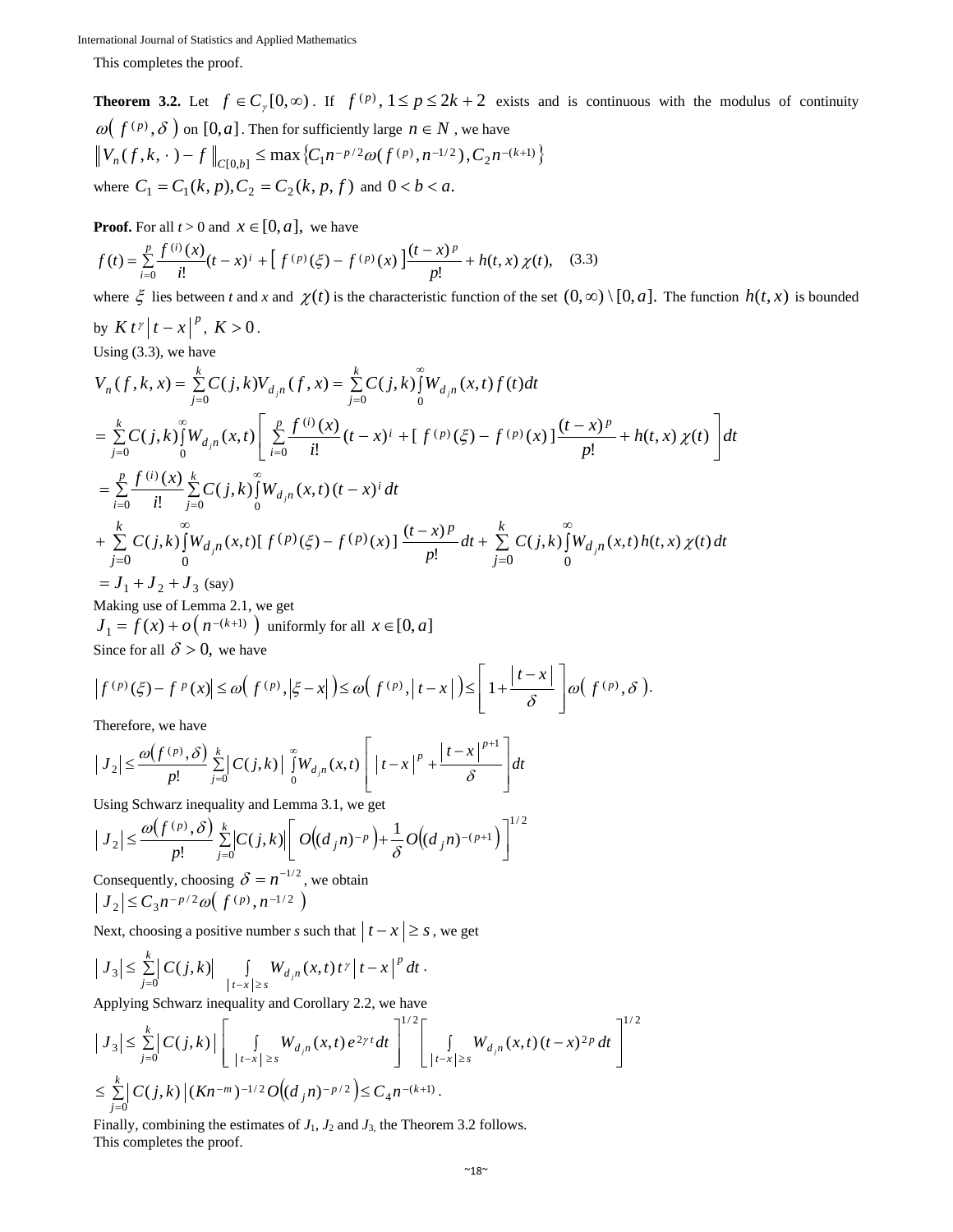This completes the proof.

**Theorem 3.2.** Let $f \in C_{\gamma}[0,\infty)$. If $f^{(p)}, 1 \le p \le 2k+2$ exists and is continuous with the modulus of continuity $\omega( f^{(p)}, \delta )$ on $[0,a]$. Then for sufficiently large $n \in N$, we have

$$\left\| V_n(f,k,\cdot) - f \right\|_{C[0,b]} \le \max\left\{ C_1 n^{-p/2} \omega(f^{(p)}, n^{-1/2}), C_2 n^{-(k+1)} \right\}$$

where $C_1 = C_1(k,p), C_2 = C_2(k,p,f)$ and $0 < b < a.$

**Proof.** For all $t > 0$ and $x \in [0,a],$ we have

$$f(t) = \sum_{i=0}^{p} \frac{f^{(i)}(x)}{i!}(t-x)^i + \left[ f^{(p)}(\xi) - f^{(p)}(x) \right] \frac{(t-x)^p}{p!} + h(t,x)\,\chi(t), \quad (3.3)$$

where $\xi$ lies between $t$ and $x$ and $\chi(t)$ is the characteristic function of the set $(0,\infty) \setminus [0,a].$ The function $h(t,x)$ is bounded by $K\, t^{\gamma} \left| t-x \right|^p,\ K > 0$.

Using (3.3), we have

$$V_n(f,k,x) = \sum_{j=0}^{k} C(j,k) V_{d_j n}(f,x) = \sum_{j=0}^{k} C(j,k) \int_0^{\infty} W_{d_j n}(x,t) f(t)\, dt$$

$$= \sum_{j=0}^{k} C(j,k) \int_0^{\infty} W_{d_j n}(x,t) \left[ \sum_{i=0}^{p} \frac{f^{(i)}(x)}{i!}(t-x)^i + \left[ f^{(p)}(\xi) - f^{(p)}(x) \right] \frac{(t-x)^p}{p!} + h(t,x)\,\chi(t) \right] dt$$

$$= \sum_{i=0}^{p} \frac{f^{(i)}(x)}{i!} \sum_{j=0}^{k} C(j,k) \int_0^{\infty} W_{d_j n}(x,t)(t-x)^i\, dt$$

$$+ \sum_{j=0}^{k} C(j,k) \int_0^{\infty} W_{d_j n}(x,t) \left[ f^{(p)}(\xi) - f^{(p)}(x) \right] \frac{(t-x)^p}{p!} dt + \sum_{j=0}^{k} C(j,k) \int_0^{\infty} W_{d_j n}(x,t)\, h(t,x)\, \chi(t)\, dt$$

$$= J_1 + J_2 + J_3 \text{ (say)}$$

Making use of Lemma 2.1, we get

$J_1 = f(x) + o\left( n^{-(k+1)} \right)$ uniformly for all $x \in [0,a]$

Since for all $\delta > 0,$ we have

$$\left| f^{(p)}(\xi) - f^{p}(x) \right| \le \omega\left( f^{(p)}, \left| \xi - x \right| \right) \le \omega\left( f^{(p)}, \left| t-x \right| \right) \le \left[ 1 + \frac{\left| t-x \right|}{\delta} \right] \omega\left( f^{(p)}, \delta \right).$$

Therefore, we have

$$\left| J_2 \right| \le \frac{\omega\left( f^{(p)}, \delta \right)}{p!} \sum_{j=0}^{k} \left| C(j,k) \right| \int_0^{\infty} W_{d_j n}(x,t) \left[ \left| t-x \right|^p + \frac{\left| t-x \right|^{p+1}}{\delta} \right] dt$$

Using Schwarz inequality and Lemma 3.1, we get

$$\left| J_2 \right| \le \frac{\omega\left( f^{(p)}, \delta \right)}{p!} \sum_{j=0}^{k} \left| C(j,k) \right| \left[ O\left( (d_j n)^{-p} \right) + \frac{1}{\delta} O\left( (d_j n)^{-(p+1)} \right) \right]^{1/2}$$

Consequently, choosing $\delta = n^{-1/2}$, we obtain

$$\left| J_2 \right| \le C_3 n^{-p/2} \omega\left( f^{(p)}, n^{-1/2} \right)$$

Next, choosing a positive number $s$ such that $\left| t-x \right| \ge s$, we get

$$\left| J_3 \right| \le \sum_{j=0}^{k} \left| C(j,k) \right| \int_{\left| t-x \right| \ge s} W_{d_j n}(x,t)\, t^{\gamma} \left| t-x \right|^p dt.$$

Applying Schwarz inequality and Corollary 2.2, we have

$$\left| J_3 \right| \le \sum_{j=0}^{k} \left| C(j,k) \right| \left[ \int_{\left| t-x \right| \ge s} W_{d_j n}(x,t)\, e^{2\gamma t} dt \right]^{1/2} \left[ \int_{\left| t-x \right| \ge s} W_{d_j n}(x,t)(t-x)^{2p} dt \right]^{1/2}$$

$$\le \sum_{j=0}^{k} \left| C(j,k) \right| (K n^{-m})^{-1/2} O\left( (d_j n)^{-p/2} \right) \le C_4 n^{-(k+1)}.$$

Finally, combining the estimates of $J_1$, $J_2$ and $J_3$, the Theorem 3.2 follows.

This completes the proof.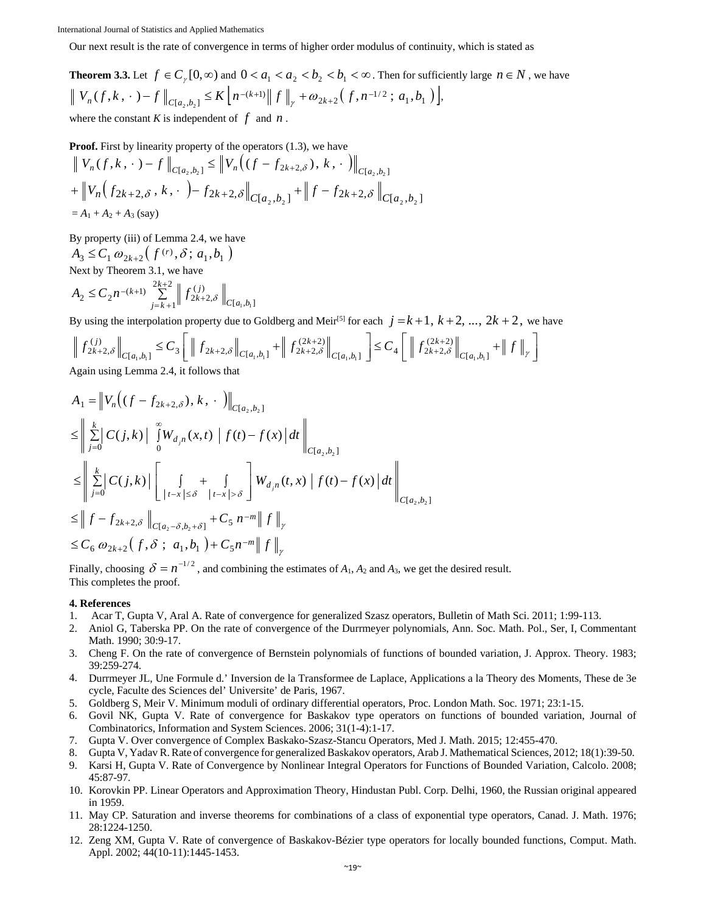Our next result is the rate of convergence in terms of higher order modulus of continuity, which is stated as

**Theorem 3.3.** Let $f \in C_\gamma[0,\infty)$ and $0 < a_1 < a_2 < b_2 < b_1 < \infty$. Then for sufficiently large $n \in N$, we have

$$\| V_n(f,k,\cdot) - f \|_{C[a_2,b_2]} \le K \left[ n^{-(k+1)} \| f \|_\gamma + \omega_{2k+2}\left( f, n^{-1/2} ; a_1, b_1 \right) \right],$$

where the constant $K$ is independent of $f$ and $n$.

**Proof.** First by linearity property of the operators (1.3), we have

$$\| V_n(f,k,\cdot) - f \|_{C[a_2,b_2]} \le \left\| V_n\left( (f - f_{2k+2,\delta}), k, \cdot \right) \right\|_{C[a_2,b_2]}$$

$$+ \left\| V_n\left( f_{2k+2,\delta}, k, \cdot \right) - f_{2k+2,\delta} \right\|_{C[a_2,b_2]} + \| f - f_{2k+2,\delta} \|_{C[a_2,b_2]}$$

$= A_1 + A_2 + A_3$ (say)

By property (iii) of Lemma 2.4, we have

$$A_3 \le C_1\, \omega_{2k+2}\left( f^{(r)}, \delta ; a_1, b_1 \right)$$

Next by Theorem 3.1, we have

$$A_2 \le C_2 n^{-(k+1)} \sum_{j=k+1}^{2k+2} \| f_{2k+2,\delta}^{(j)} \|_{C[a_1,b_1]}$$

By using the interpolation property due to Goldberg and Meir[5] for each $j = k+1, k+2, \ldots, 2k+2$, we have

$$\left\| f_{2k+2,\delta}^{(j)} \right\|_{C[a_1,b_1]} \le C_3 \left[ \| f_{2k+2,\delta} \|_{C[a_1,b_1]} + \left\| f_{2k+2,\delta}^{(2k+2)} \right\|_{C[a_1,b_1]} \right] \le C_4 \left[ \left\| f_{2k+2,\delta}^{(2k+2)} \right\|_{C[a_1,b_1]} + \| f \|_\gamma \right]$$

Again using Lemma 2.4, it follows that

$$A_1 = \left\| V_n\left( (f - f_{2k+2,\delta}), k, \cdot \right) \right\|_{C[a_2,b_2]}$$

$$\le \left\| \sum_{j=0}^{k} \left| C(j,k) \right| \int_0^\infty W_{d_j n}(x,t) \, \left| f(t) - f(x) \right| dt \right\|_{C[a_2,b_2]}$$

$$\le \left\| \sum_{j=0}^{k} \left| C(j,k) \right| \left[ \int_{|t-x| \le \delta} + \int_{|t-x| > \delta} \right] W_{d_j n}(t,x) \, \left| f(t) - f(x) \right| dt \right\|_{C[a_2,b_2]}$$

$$\le \| f - f_{2k+2,\delta} \|_{C[a_2-\delta, b_2+\delta]} + C_5\, n^{-m} \| f \|_\gamma$$

$$\le C_6\, \omega_{2k+2}\left( f, \delta ; a_1, b_1 \right) + C_5 n^{-m} \| f \|_\gamma$$

Finally, choosing $\delta = n^{-1/2}$, and combining the estimates of $A_1$, $A_2$ and $A_3$, we get the desired result.
This completes the proof.

## 4. References

1. Acar T, Gupta V, Aral A. Rate of convergence for generalized Szasz operators, Bulletin of Math Sci. 2011; 1:99-113.
2. Aniol G, Taberska PP. On the rate of convergence of the Durrmeyer polynomials, Ann. Soc. Math. Pol., Ser, I, Commentant Math. 1990; 30:9-17.
3. Cheng F. On the rate of convergence of Bernstein polynomials of functions of bounded variation, J. Approx. Theory. 1983; 39:259-274.
4. Durrmeyer JL, Une Formule d.' Inversion de la Transformee de Laplace, Applications a la Theory des Moments, These de 3e cycle, Faculte des Sciences del' Universite' de Paris, 1967.
5. Goldberg S, Meir V. Minimum moduli of ordinary differential operators, Proc. London Math. Soc. 1971; 23:1-15.
6. Govil NK, Gupta V. Rate of convergence for Baskakov type operators on functions of bounded variation, Journal of Combinatorics, Information and System Sciences. 2006; 31(1-4):1-17.
7. Gupta V. Over convergence of Complex Baskako-Szasz-Stancu Operators, Med J. Math. 2015; 12:455-470.
8. Gupta V, Yadav R. Rate of convergence for generalized Baskakov operators, Arab J. Mathematical Sciences, 2012; 18(1):39-50.
9. Karsi H, Gupta V. Rate of Convergence by Nonlinear Integral Operators for Functions of Bounded Variation, Calcolo. 2008; 45:87-97.
10. Korovkin PP. Linear Operators and Approximation Theory, Hindustan Publ. Corp. Delhi, 1960, the Russian original appeared in 1959.
11. May CP. Saturation and inverse theorems for combinations of a class of exponential type operators, Canad. J. Math. 1976; 28:1224-1250.
12. Zeng XM, Gupta V. Rate of convergence of Baskakov-Bézier type operators for locally bounded functions, Comput. Math. Appl. 2002; 44(10-11):1445-1453.